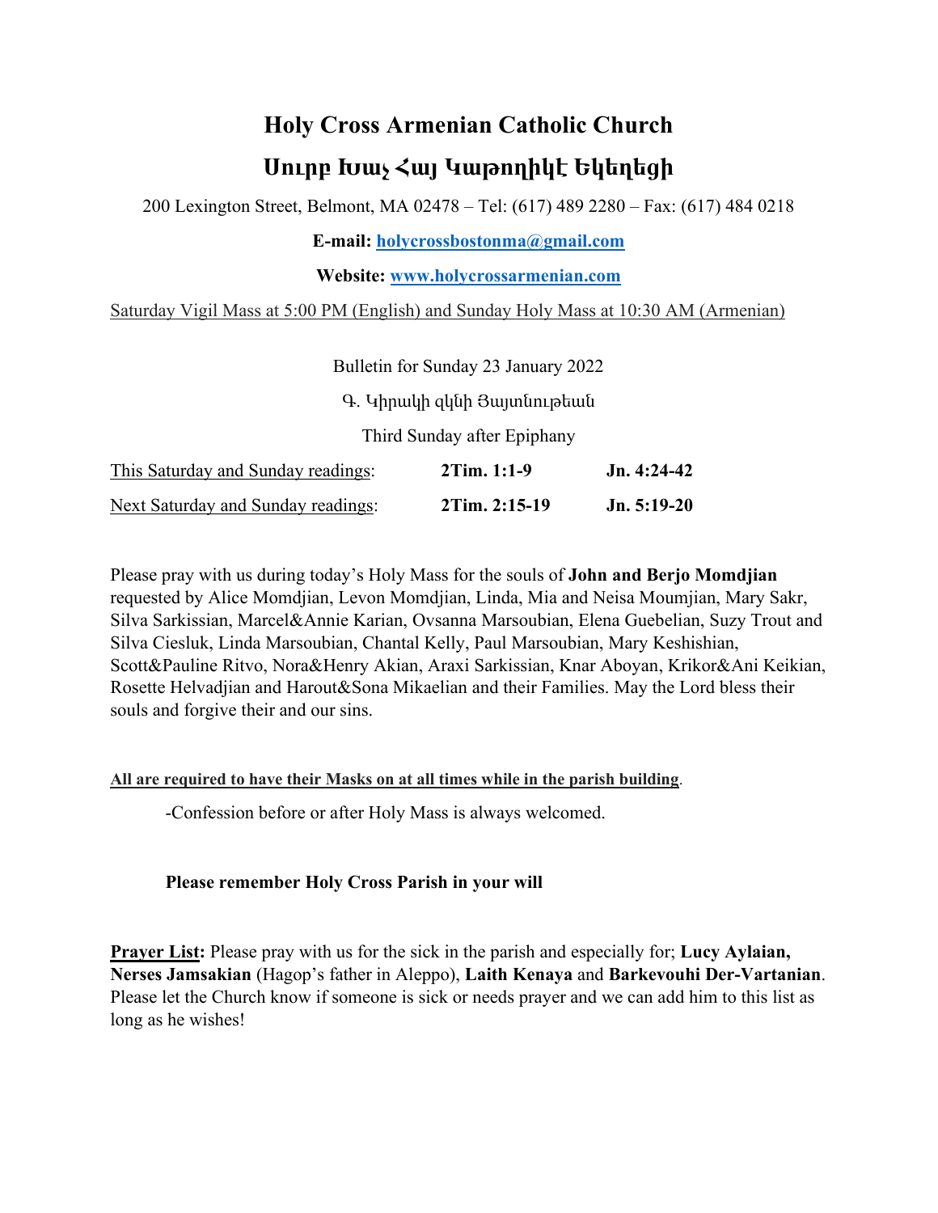# Holy Cross Armenian Catholic Church

# Սուրբ Խաչ Հայ Կաթողիկէ Եկեղեցի

200 Lexington Street, Belmont, MA 02478 – Tel: (617) 489 2280 – Fax: (617) 484 0218

**E-mail: holycrossbostonma@gmail.com**

**Website: www.holycrossarmenian.com**

Saturday Vigil Mass at 5:00 PM (English) and Sunday Holy Mass at 10:30 AM (Armenian)

Bulletin for Sunday 23 January 2022

Գ. Կիրակի զկնի Յայտնութեան

Third Sunday after Epiphany

| This Saturday and Sunday readings: | **2Tim. 1:1-9** | **Jn. 4:24-42** |
|---|---|---|
| Next Saturday and Sunday readings: | **2Tim. 2:15-19** | **Jn. 5:19-20** |

Please pray with us during today's Holy Mass for the souls of **John and Berjo Momdjian** requested by Alice Momdjian, Levon Momdjian, Linda, Mia and Neisa Moumjian, Mary Sakr, Silva Sarkissian, Marcel&Annie Karian, Ovsanna Marsoubian, Elena Guebelian, Suzy Trout and Silva Ciesluk, Linda Marsoubian, Chantal Kelly, Paul Marsoubian, Mary Keshishian, Scott&Pauline Ritvo, Nora&Henry Akian, Araxi Sarkissian, Knar Aboyan, Krikor&Ani Keikian, Rosette Helvadjian and Harout&Sona Mikaelian and their Families. May the Lord bless their souls and forgive their and our sins.

**All are required to have their Masks on at all times while in the parish building**.

-Confession before or after Holy Mass is always welcomed.

**Please remember Holy Cross Parish in your will**

**Prayer List:** Please pray with us for the sick in the parish and especially for; **Lucy Aylaian, Nerses Jamsakian** (Hagop's father in Aleppo), **Laith Kenaya** and **Barkevouhi Der-Vartanian**. Please let the Church know if someone is sick or needs prayer and we can add him to this list as long as he wishes!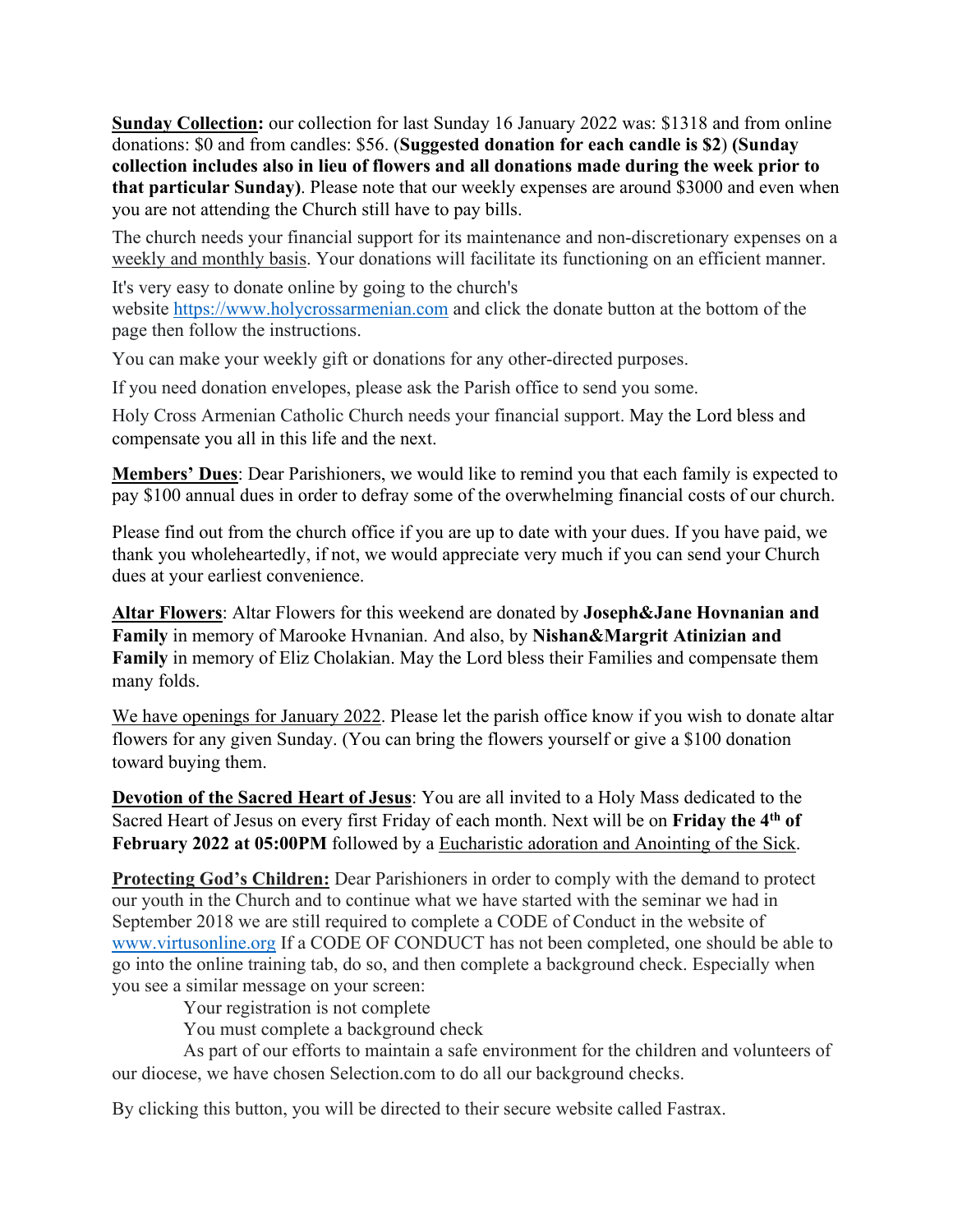**Sunday Collection:** our collection for last Sunday 16 January 2022 was: $1318 and from online donations: $0 and from candles: $56. (**Suggested donation for each candle is $2**) **(Sunday collection includes also in lieu of flowers and all donations made during the week prior to that particular Sunday)**. Please note that our weekly expenses are around $3000 and even when you are not attending the Church still have to pay bills.

The church needs your financial support for its maintenance and non-discretionary expenses on a weekly and monthly basis. Your donations will facilitate its functioning on an efficient manner.

It's very easy to donate online by going to the church's website https://www.holycrossarmenian.com and click the donate button at the bottom of the page then follow the instructions.

You can make your weekly gift or donations for any other-directed purposes.

If you need donation envelopes, please ask the Parish office to send you some.

Holy Cross Armenian Catholic Church needs your financial support. May the Lord bless and compensate you all in this life and the next.

**Members' Dues**: Dear Parishioners, we would like to remind you that each family is expected to pay $100 annual dues in order to defray some of the overwhelming financial costs of our church.

Please find out from the church office if you are up to date with your dues. If you have paid, we thank you wholeheartedly, if not, we would appreciate very much if you can send your Church dues at your earliest convenience.

**Altar Flowers**: Altar Flowers for this weekend are donated by **Joseph&Jane Hovnanian and Family** in memory of Marooke Hvnanian. And also, by **Nishan&Margrit Atinizian and Family** in memory of Eliz Cholakian. May the Lord bless their Families and compensate them many folds.

We have openings for January 2022. Please let the parish office know if you wish to donate altar flowers for any given Sunday. (You can bring the flowers yourself or give a $100 donation toward buying them.

**Devotion of the Sacred Heart of Jesus**: You are all invited to a Holy Mass dedicated to the Sacred Heart of Jesus on every first Friday of each month. Next will be on **Friday the 4th of February 2022 at 05:00PM** followed by a Eucharistic adoration and Anointing of the Sick.

**Protecting God's Children:** Dear Parishioners in order to comply with the demand to protect our youth in the Church and to continue what we have started with the seminar we had in September 2018 we are still required to complete a CODE of Conduct in the website of www.virtusonline.org If a CODE OF CONDUCT has not been completed, one should be able to go into the online training tab, do so, and then complete a background check. Especially when you see a similar message on your screen:

Your registration is not complete

You must complete a background check

As part of our efforts to maintain a safe environment for the children and volunteers of our diocese, we have chosen Selection.com to do all our background checks.

By clicking this button, you will be directed to their secure website called Fastrax.